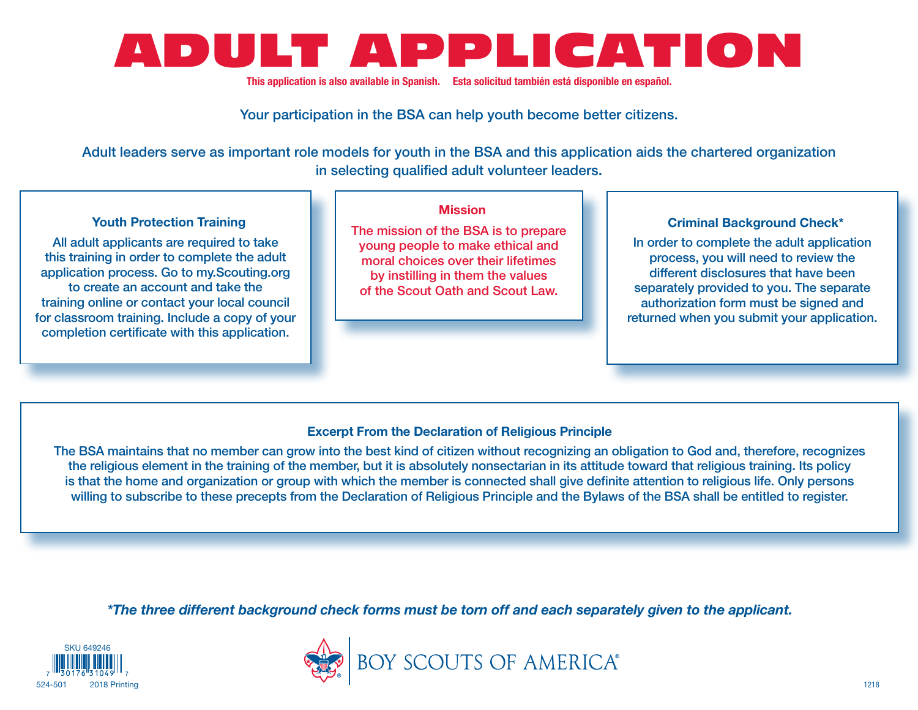# ADULT APPLICATION

This application is also available in Spanish.   Esta solicitud también está disponible en español.

Your participation in the BSA can help youth become better citizens.

Adult leaders serve as important role models for youth in the BSA and this application aids the chartered organization in selecting qualified adult volunteer leaders.

### Youth Protection Training

All adult applicants are required to take this training in order to complete the adult application process. Go to my.Scouting.org to create an account and take the training online or contact your local council for classroom training. Include a copy of your completion certificate with this application.

### Mission

The mission of the BSA is to prepare young people to make ethical and moral choices over their lifetimes by instilling in them the values of the Scout Oath and Scout Law.

### Criminal Background Check*

In order to complete the adult application process, you will need to review the different disclosures that have been separately provided to you. The separate authorization form must be signed and returned when you submit your application.

### Excerpt From the Declaration of Religious Principle

The BSA maintains that no member can grow into the best kind of citizen without recognizing an obligation to God and, therefore, recognizes the religious element in the training of the member, but it is absolutely nonsectarian in its attitude toward that religious training. Its policy is that the home and organization or group with which the member is connected shall give definite attention to religious life. Only persons willing to subscribe to these precepts from the Declaration of Religious Principle and the Bylaws of the BSA shall be entitled to register.

***The three different background check forms must be torn off and each separately given to the applicant.**

SKU 649246

524-501   2018 Printing

BOY SCOUTS OF AMERICA®

1218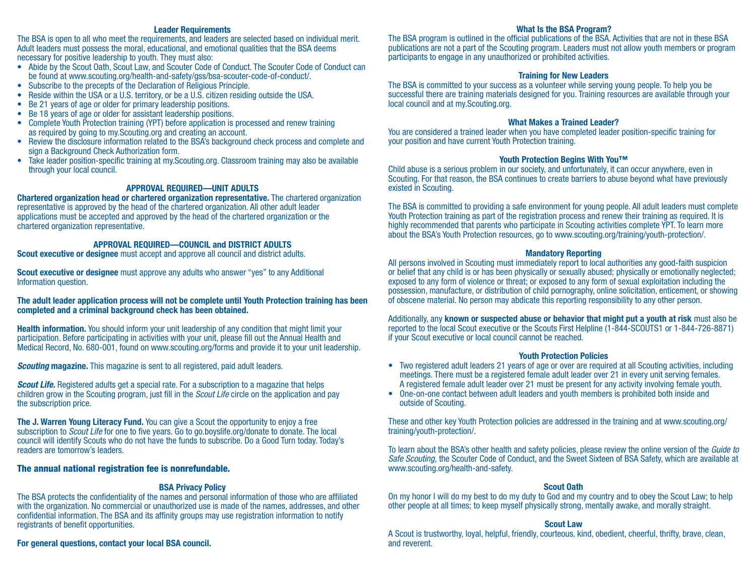## Leader Requirements

The BSA is open to all who meet the requirements, and leaders are selected based on individual merit. Adult leaders must possess the moral, educational, and emotional qualities that the BSA deems necessary for positive leadership to youth. They must also:

- Abide by the Scout Oath, Scout Law, and Scouter Code of Conduct. The Scouter Code of Conduct can be found at www.scouting.org/health-and-safety/gss/bsa-scouter-code-of-conduct/.
- Subscribe to the precepts of the Declaration of Religious Principle.
- Reside within the USA or a U.S. territory, or be a U.S. citizen residing outside the USA.
- Be 21 years of age or older for primary leadership positions.
- Be 18 years of age or older for assistant leadership positions.
- Complete Youth Protection training (YPT) before application is processed and renew training as required by going to my.Scouting.org and creating an account.
- Review the disclosure information related to the BSA's background check process and complete and sign a Background Check Authorization form.
- Take leader position-specific training at my.Scouting.org. Classroom training may also be available through your local council.

## APPROVAL REQUIRED—UNIT ADULTS

**Chartered organization head or chartered organization representative.** The chartered organization representative is approved by the head of the chartered organization. All other adult leader applications must be accepted and approved by the head of the chartered organization or the chartered organization representative.

## APPROVAL REQUIRED—COUNCIL and DISTRICT ADULTS

**Scout executive or designee** must accept and approve all council and district adults.

**Scout executive or designee** must approve any adults who answer "yes" to any Additional Information question.

**The adult leader application process will not be complete until Youth Protection training has been completed and a criminal background check has been obtained.**

**Health information.** You should inform your unit leadership of any condition that might limit your participation. Before participating in activities with your unit, please fill out the Annual Health and Medical Record, No. 680-001, found on www.scouting.org/forms and provide it to your unit leadership.

***Scouting* magazine.** This magazine is sent to all registered, paid adult leaders.

***Scout Life.*** Registered adults get a special rate. For a subscription to a magazine that helps children grow in the Scouting program, just fill in the *Scout Life* circle on the application and pay the subscription price.

**The J. Warren Young Literacy Fund.** You can give a Scout the opportunity to enjoy a free subscription to *Scout Life* for one to five years. Go to go.boyslife.org/donate to donate. The local council will identify Scouts who do not have the funds to subscribe. Do a Good Turn today. Today's readers are tomorrow's leaders.

**The annual national registration fee is nonrefundable.**

## BSA Privacy Policy

The BSA protects the confidentiality of the names and personal information of those who are affiliated with the organization. No commercial or unauthorized use is made of the names, addresses, and other confidential information. The BSA and its affinity groups may use registration information to notify registrants of benefit opportunities.

**For general questions, contact your local BSA council.**

## What Is the BSA Program?

The BSA program is outlined in the official publications of the BSA. Activities that are not in these BSA publications are not a part of the Scouting program. Leaders must not allow youth members or program participants to engage in any unauthorized or prohibited activities.

## Training for New Leaders

The BSA is committed to your success as a volunteer while serving young people. To help you be successful there are training materials designed for you. Training resources are available through your local council and at my.Scouting.org.

## What Makes a Trained Leader?

You are considered a trained leader when you have completed leader position-specific training for your position and have current Youth Protection training.

## Youth Protection Begins With You™

Child abuse is a serious problem in our society, and unfortunately, it can occur anywhere, even in Scouting. For that reason, the BSA continues to create barriers to abuse beyond what have previously existed in Scouting.

The BSA is committed to providing a safe environment for young people. All adult leaders must complete Youth Protection training as part of the registration process and renew their training as required. It is highly recommended that parents who participate in Scouting activities complete YPT. To learn more about the BSA's Youth Protection resources, go to www.scouting.org/training/youth-protection/.

## Mandatory Reporting

All persons involved in Scouting must immediately report to local authorities any good-faith suspicion or belief that any child is or has been physically or sexually abused; physically or emotionally neglected; exposed to any form of violence or threat; or exposed to any form of sexual exploitation including the possession, manufacture, or distribution of child pornography, online solicitation, enticement, or showing of obscene material. No person may abdicate this reporting responsibility to any other person.

Additionally, any **known or suspected abuse or behavior that might put a youth at risk** must also be reported to the local Scout executive or the Scouts First Helpline (1-844-SCOUTS1 or 1-844-726-8871) if your Scout executive or local council cannot be reached.

## Youth Protection Policies

- Two registered adult leaders 21 years of age or over are required at all Scouting activities, including meetings. There must be a registered female adult leader over 21 in every unit serving females. A registered female adult leader over 21 must be present for any activity involving female youth.
- One-on-one contact between adult leaders and youth members is prohibited both inside and outside of Scouting.

These and other key Youth Protection policies are addressed in the training and at www.scouting.org/training/youth-protection/.

To learn about the BSA's other health and safety policies, please review the online version of the *Guide to Safe Scouting,* the Scouter Code of Conduct, and the Sweet Sixteen of BSA Safety, which are available at www.scouting.org/health-and-safety.

## Scout Oath

On my honor I will do my best to do my duty to God and my country and to obey the Scout Law; to help other people at all times; to keep myself physically strong, mentally awake, and morally straight.

## Scout Law

A Scout is trustworthy, loyal, helpful, friendly, courteous, kind, obedient, cheerful, thrifty, brave, clean, and reverent.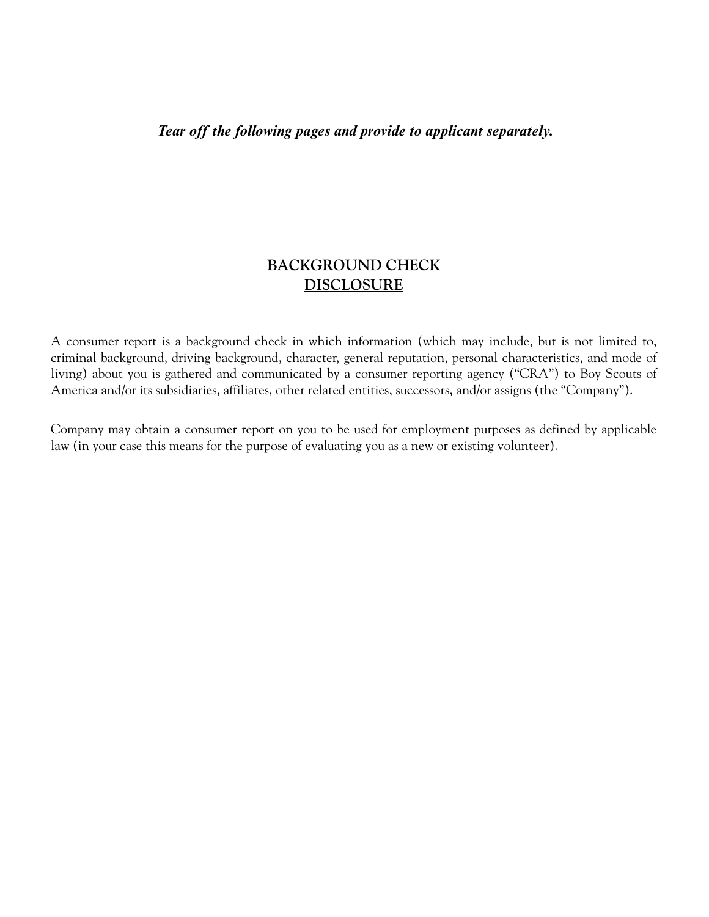***Tear off the following pages and provide to applicant separately.***

# BACKGROUND CHECK

## DISCLOSURE

A consumer report is a background check in which information (which may include, but is not limited to, criminal background, driving background, character, general reputation, personal characteristics, and mode of living) about you is gathered and communicated by a consumer reporting agency ("CRA") to Boy Scouts of America and/or its subsidiaries, affiliates, other related entities, successors, and/or assigns (the "Company").

Company may obtain a consumer report on you to be used for employment purposes as defined by applicable law (in your case this means for the purpose of evaluating you as a new or existing volunteer).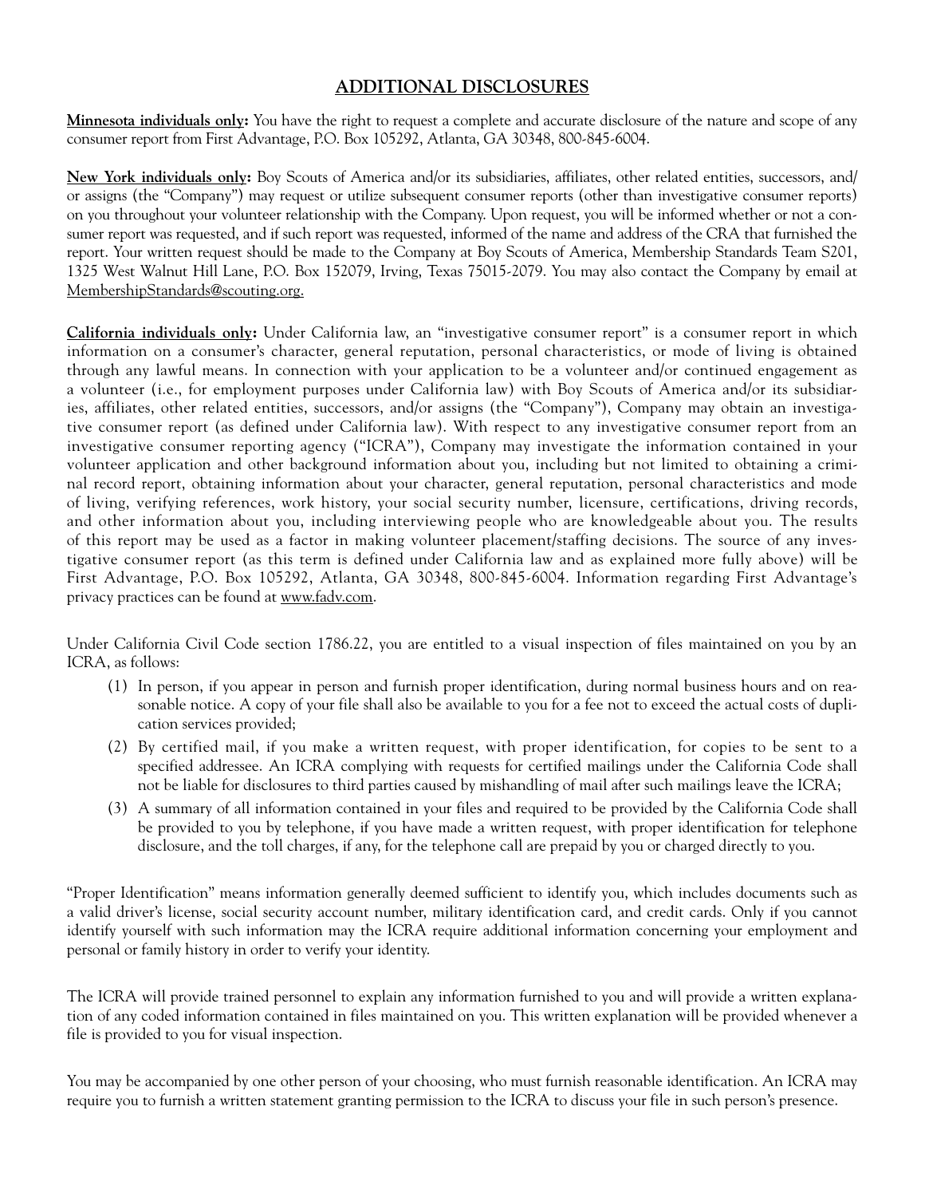## ADDITIONAL DISCLOSURES

**Minnesota individuals only:** You have the right to request a complete and accurate disclosure of the nature and scope of any consumer report from First Advantage, P.O. Box 105292, Atlanta, GA 30348, 800-845-6004.

**New York individuals only:** Boy Scouts of America and/or its subsidiaries, affiliates, other related entities, successors, and/or assigns (the "Company") may request or utilize subsequent consumer reports (other than investigative consumer reports) on you throughout your volunteer relationship with the Company. Upon request, you will be informed whether or not a consumer report was requested, and if such report was requested, informed of the name and address of the CRA that furnished the report. Your written request should be made to the Company at Boy Scouts of America, Membership Standards Team S201, 1325 West Walnut Hill Lane, P.O. Box 152079, Irving, Texas 75015-2079. You may also contact the Company by email at MembershipStandards@scouting.org.

**California individuals only:** Under California law, an "investigative consumer report" is a consumer report in which information on a consumer's character, general reputation, personal characteristics, or mode of living is obtained through any lawful means. In connection with your application to be a volunteer and/or continued engagement as a volunteer (i.e., for employment purposes under California law) with Boy Scouts of America and/or its subsidiaries, affiliates, other related entities, successors, and/or assigns (the "Company"), Company may obtain an investigative consumer report (as defined under California law). With respect to any investigative consumer report from an investigative consumer reporting agency ("ICRA"), Company may investigate the information contained in your volunteer application and other background information about you, including but not limited to obtaining a criminal record report, obtaining information about your character, general reputation, personal characteristics and mode of living, verifying references, work history, your social security number, licensure, certifications, driving records, and other information about you, including interviewing people who are knowledgeable about you. The results of this report may be used as a factor in making volunteer placement/staffing decisions. The source of any investigative consumer report (as this term is defined under California law and as explained more fully above) will be First Advantage, P.O. Box 105292, Atlanta, GA 30348, 800-845-6004. Information regarding First Advantage's privacy practices can be found at www.fadv.com.

Under California Civil Code section 1786.22, you are entitled to a visual inspection of files maintained on you by an ICRA, as follows:

(1) In person, if you appear in person and furnish proper identification, during normal business hours and on reasonable notice. A copy of your file shall also be available to you for a fee not to exceed the actual costs of duplication services provided;

(2) By certified mail, if you make a written request, with proper identification, for copies to be sent to a specified addressee. An ICRA complying with requests for certified mailings under the California Code shall not be liable for disclosures to third parties caused by mishandling of mail after such mailings leave the ICRA;

(3) A summary of all information contained in your files and required to be provided by the California Code shall be provided to you by telephone, if you have made a written request, with proper identification for telephone disclosure, and the toll charges, if any, for the telephone call are prepaid by you or charged directly to you.

"Proper Identification" means information generally deemed sufficient to identify you, which includes documents such as a valid driver's license, social security account number, military identification card, and credit cards. Only if you cannot identify yourself with such information may the ICRA require additional information concerning your employment and personal or family history in order to verify your identity.

The ICRA will provide trained personnel to explain any information furnished to you and will provide a written explanation of any coded information contained in files maintained on you. This written explanation will be provided whenever a file is provided to you for visual inspection.

You may be accompanied by one other person of your choosing, who must furnish reasonable identification. An ICRA may require you to furnish a written statement granting permission to the ICRA to discuss your file in such person's presence.